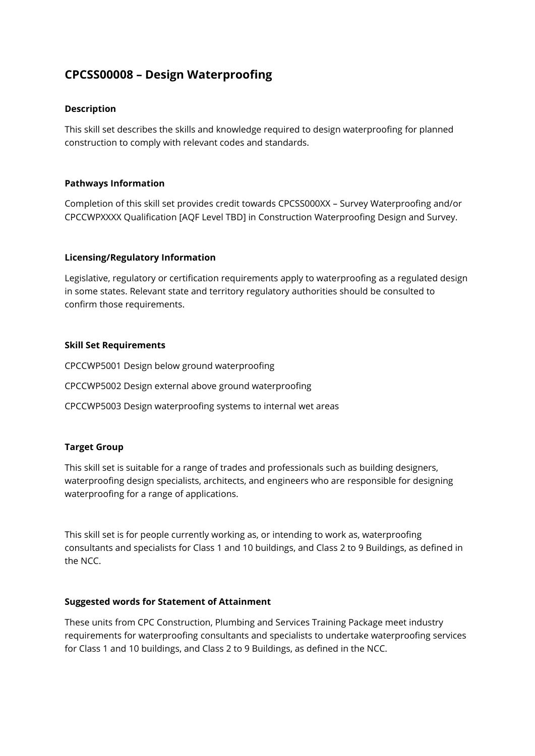# CPCSS00008 – Design Waterproofing

### Description

This skill set describes the skills and knowledge required to design waterproofing for planned construction to comply with relevant codes and standards.

### Pathways Information

Completion of this skill set provides credit towards CPCSS000XX – Survey Waterproofing and/or CPCCWPXXXX Qualification [AQF Level TBD] in Construction Waterproofing Design and Survey.

### Licensing/Regulatory Information

Legislative, regulatory or certification requirements apply to waterproofing as a regulated design in some states. Relevant state and territory regulatory authorities should be consulted to confirm those requirements.

### Skill Set Requirements

CPCCWP5001 Design below ground waterproofing

CPCCWP5002 Design external above ground waterproofing

CPCCWP5003 Design waterproofing systems to internal wet areas

### Target Group

This skill set is suitable for a range of trades and professionals such as building designers, waterproofing design specialists, architects, and engineers who are responsible for designing waterproofing for a range of applications.

This skill set is for people currently working as, or intending to work as, waterproofing consultants and specialists for Class 1 and 10 buildings, and Class 2 to 9 Buildings, as defined in the NCC.

### Suggested words for Statement of Attainment

These units from CPC Construction, Plumbing and Services Training Package meet industry requirements for waterproofing consultants and specialists to undertake waterproofing services for Class 1 and 10 buildings, and Class 2 to 9 Buildings, as defined in the NCC.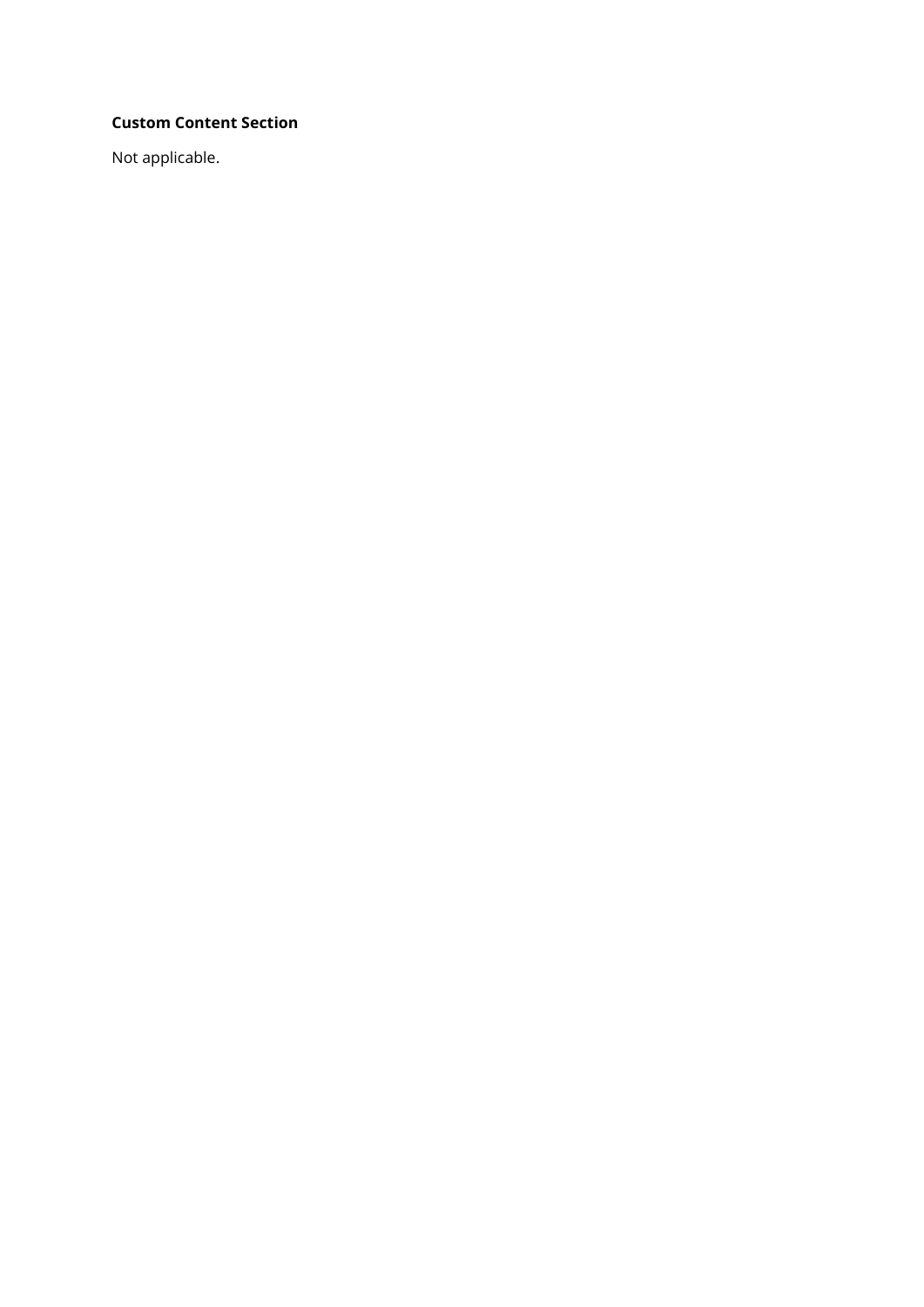**Custom Content Section**

Not applicable.